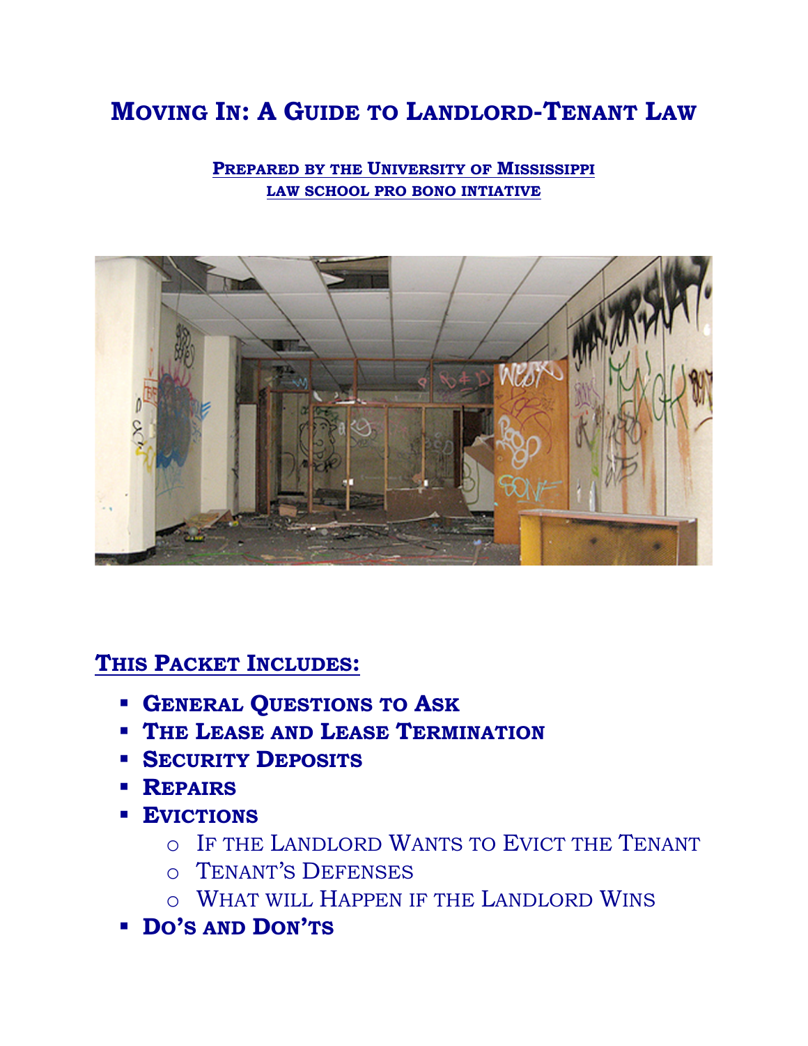# Moving In: A Guide to Landlord-Tenant Law

**Prepared by the University of Mississippi Law School Pro Bono Intiative**

## This Packet Includes:

- **General Questions to Ask**
- **The Lease and Lease Termination**
- **Security Deposits**
- **Repairs**
- **Evictions**
    - If the Landlord Wants to Evict the Tenant
    - Tenant's Defenses
    - What will Happen if the Landlord Wins
- **Do's and Don'ts**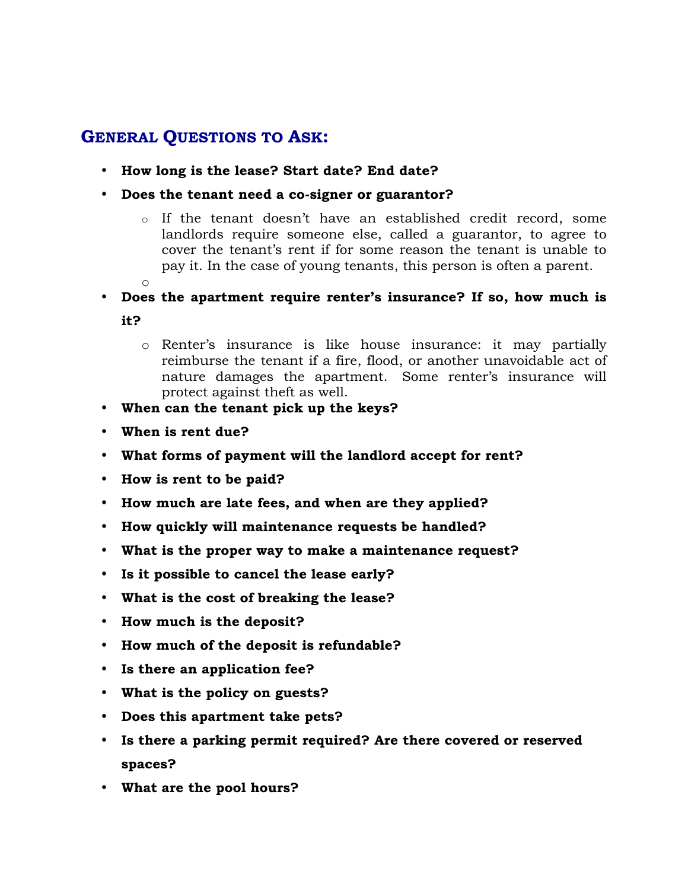## General Questions to Ask:

- **How long is the lease? Start date? End date?**
- **Does the tenant need a co-signer or guarantor?**
  - If the tenant doesn't have an established credit record, some landlords require someone else, called a guarantor, to agree to cover the tenant's rent if for some reason the tenant is unable to pay it. In the case of young tenants, this person is often a parent.
- **Does the apartment require renter's insurance? If so, how much is it?**
  - Renter's insurance is like house insurance: it may partially reimburse the tenant if a fire, flood, or another unavoidable act of nature damages the apartment. Some renter's insurance will protect against theft as well.
- **When can the tenant pick up the keys?**
- **When is rent due?**
- **What forms of payment will the landlord accept for rent?**
- **How is rent to be paid?**
- **How much are late fees, and when are they applied?**
- **How quickly will maintenance requests be handled?**
- **What is the proper way to make a maintenance request?**
- **Is it possible to cancel the lease early?**
- **What is the cost of breaking the lease?**
- **How much is the deposit?**
- **How much of the deposit is refundable?**
- **Is there an application fee?**
- **What is the policy on guests?**
- **Does this apartment take pets?**
- **Is there a parking permit required? Are there covered or reserved spaces?**
- **What are the pool hours?**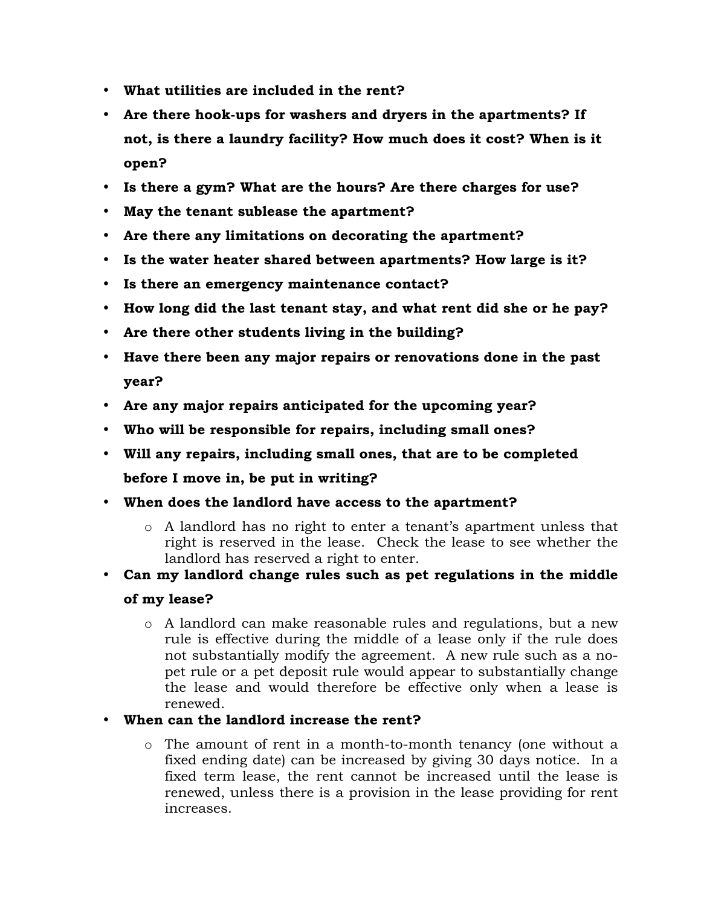- **What utilities are included in the rent?**
- **Are there hook-ups for washers and dryers in the apartments? If not, is there a laundry facility? How much does it cost? When is it open?**
- **Is there a gym? What are the hours? Are there charges for use?**
- **May the tenant sublease the apartment?**
- **Are there any limitations on decorating the apartment?**
- **Is the water heater shared between apartments? How large is it?**
- **Is there an emergency maintenance contact?**
- **How long did the last tenant stay, and what rent did she or he pay?**
- **Are there other students living in the building?**
- **Have there been any major repairs or renovations done in the past year?**
- **Are any major repairs anticipated for the upcoming year?**
- **Who will be responsible for repairs, including small ones?**
- **Will any repairs, including small ones, that are to be completed before I move in, be put in writing?**
- **When does the landlord have access to the apartment?**
  - A landlord has no right to enter a tenant's apartment unless that right is reserved in the lease. Check the lease to see whether the landlord has reserved a right to enter.
- **Can my landlord change rules such as pet regulations in the middle of my lease?**
  - A landlord can make reasonable rules and regulations, but a new rule is effective during the middle of a lease only if the rule does not substantially modify the agreement. A new rule such as a no-pet rule or a pet deposit rule would appear to substantially change the lease and would therefore be effective only when a lease is renewed.
- **When can the landlord increase the rent?**
  - The amount of rent in a month-to-month tenancy (one without a fixed ending date) can be increased by giving 30 days notice. In a fixed term lease, the rent cannot be increased until the lease is renewed, unless there is a provision in the lease providing for rent increases.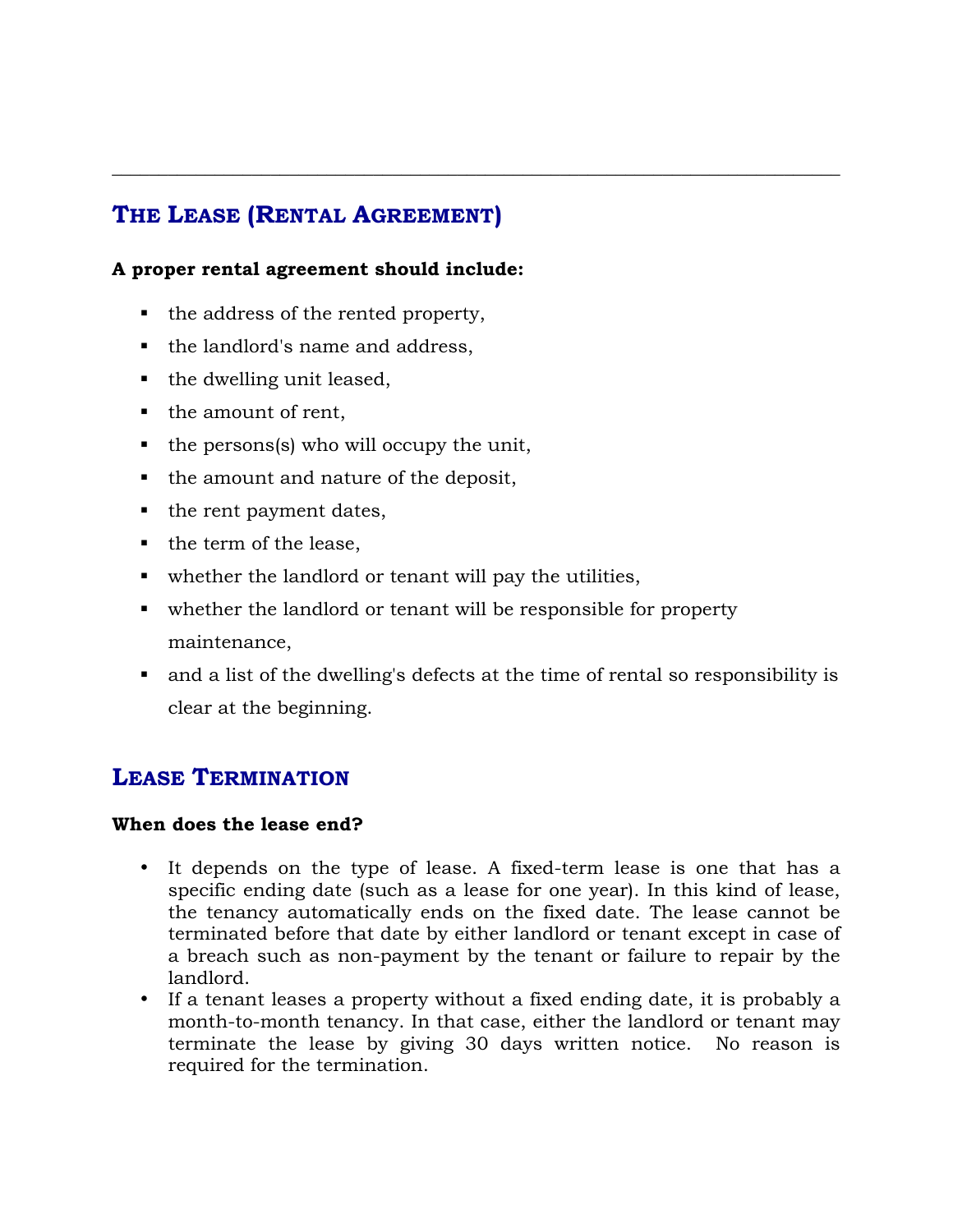## The Lease (Rental Agreement)

**A proper rental agreement should include:**

- the address of the rented property,
- the landlord's name and address,
- the dwelling unit leased,
- the amount of rent,
- the persons(s) who will occupy the unit,
- the amount and nature of the deposit,
- the rent payment dates,
- the term of the lease,
- whether the landlord or tenant will pay the utilities,
- whether the landlord or tenant will be responsible for property maintenance,
- and a list of the dwelling's defects at the time of rental so responsibility is clear at the beginning.

## Lease Termination

**When does the lease end?**

- It depends on the type of lease. A fixed-term lease is one that has a specific ending date (such as a lease for one year). In this kind of lease, the tenancy automatically ends on the fixed date. The lease cannot be terminated before that date by either landlord or tenant except in case of a breach such as non-payment by the tenant or failure to repair by the landlord.
- If a tenant leases a property without a fixed ending date, it is probably a month-to-month tenancy. In that case, either the landlord or tenant may terminate the lease by giving 30 days written notice. No reason is required for the termination.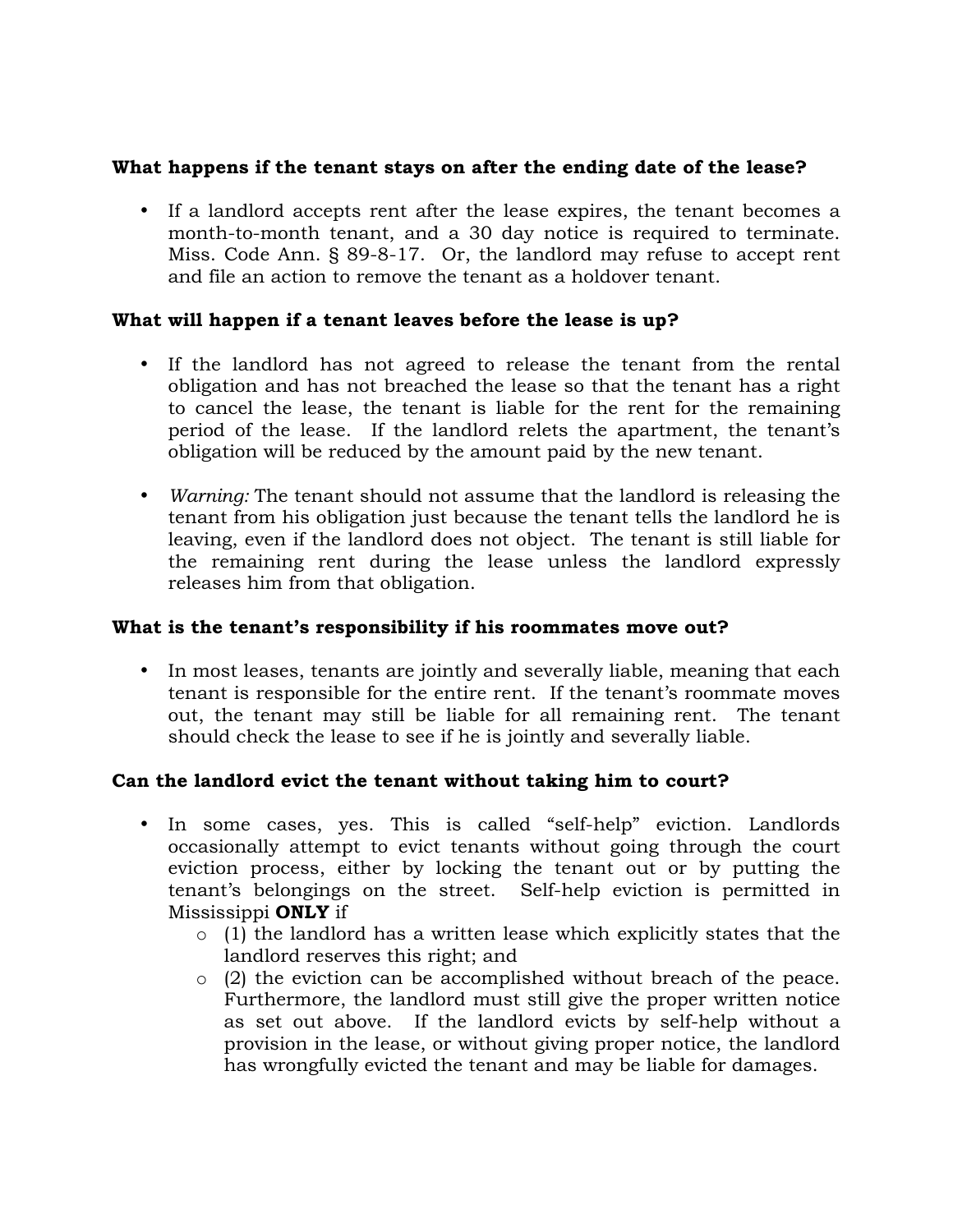**What happens if the tenant stays on after the ending date of the lease?**

- If a landlord accepts rent after the lease expires, the tenant becomes a month-to-month tenant, and a 30 day notice is required to terminate. Miss. Code Ann. § 89-8-17. Or, the landlord may refuse to accept rent and file an action to remove the tenant as a holdover tenant.

**What will happen if a tenant leaves before the lease is up?**

- If the landlord has not agreed to release the tenant from the rental obligation and has not breached the lease so that the tenant has a right to cancel the lease, the tenant is liable for the rent for the remaining period of the lease. If the landlord relets the apartment, the tenant's obligation will be reduced by the amount paid by the new tenant.

- *Warning:* The tenant should not assume that the landlord is releasing the tenant from his obligation just because the tenant tells the landlord he is leaving, even if the landlord does not object. The tenant is still liable for the remaining rent during the lease unless the landlord expressly releases him from that obligation.

**What is the tenant's responsibility if his roommates move out?**

- In most leases, tenants are jointly and severally liable, meaning that each tenant is responsible for the entire rent. If the tenant's roommate moves out, the tenant may still be liable for all remaining rent. The tenant should check the lease to see if he is jointly and severally liable.

**Can the landlord evict the tenant without taking him to court?**

- In some cases, yes. This is called "self-help" eviction. Landlords occasionally attempt to evict tenants without going through the court eviction process, either by locking the tenant out or by putting the tenant's belongings on the street. Self-help eviction is permitted in Mississippi **ONLY** if
  - (1) the landlord has a written lease which explicitly states that the landlord reserves this right; and
  - (2) the eviction can be accomplished without breach of the peace. Furthermore, the landlord must still give the proper written notice as set out above. If the landlord evicts by self-help without a provision in the lease, or without giving proper notice, the landlord has wrongfully evicted the tenant and may be liable for damages.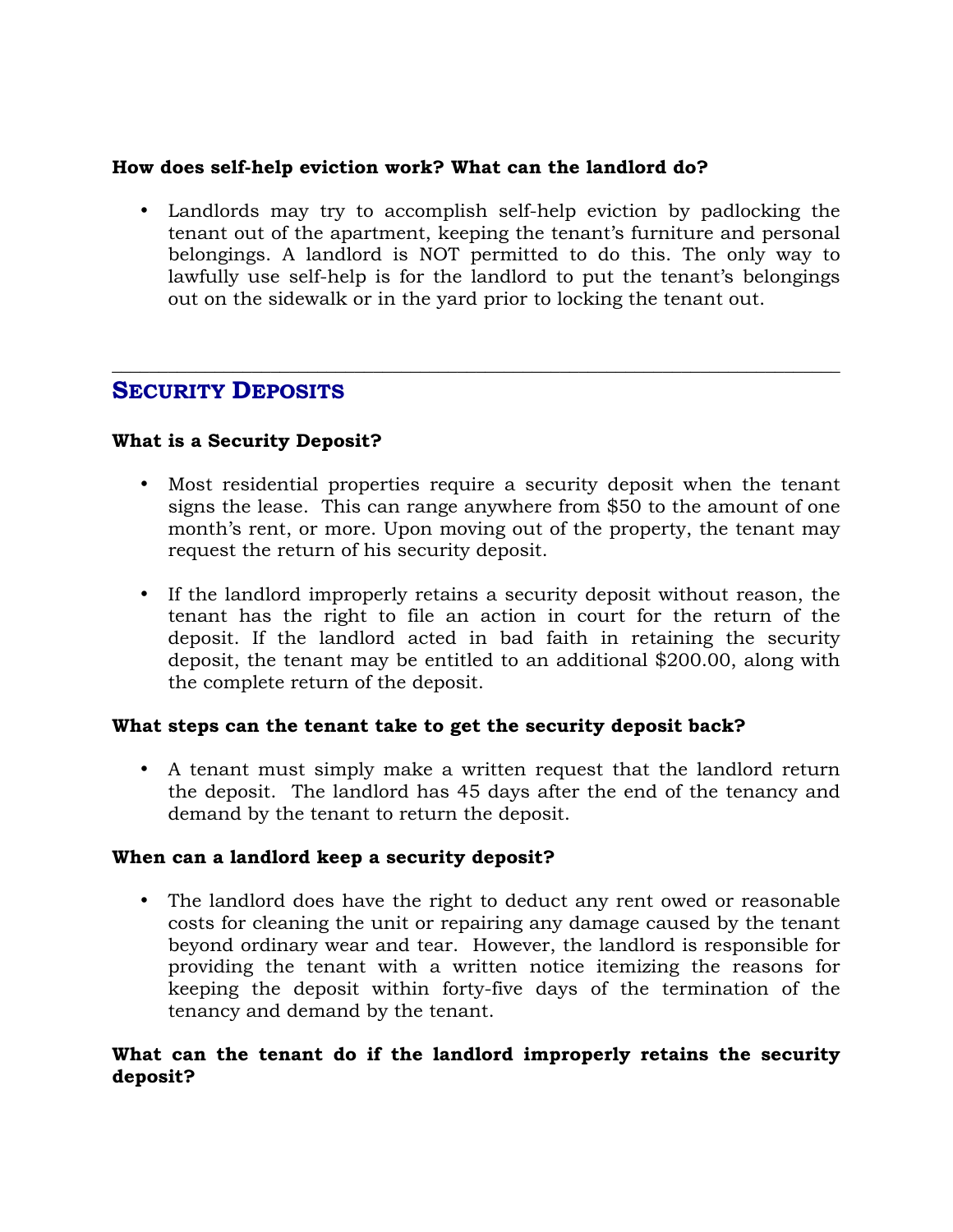**How does self-help eviction work? What can the landlord do?**

- Landlords may try to accomplish self-help eviction by padlocking the tenant out of the apartment, keeping the tenant's furniture and personal belongings. A landlord is NOT permitted to do this. The only way to lawfully use self-help is for the landlord to put the tenant's belongings out on the sidewalk or in the yard prior to locking the tenant out.

---

## Security Deposits

**What is a Security Deposit?**

- Most residential properties require a security deposit when the tenant signs the lease. This can range anywhere from $50 to the amount of one month's rent, or more. Upon moving out of the property, the tenant may request the return of his security deposit.

- If the landlord improperly retains a security deposit without reason, the tenant has the right to file an action in court for the return of the deposit. If the landlord acted in bad faith in retaining the security deposit, the tenant may be entitled to an additional $200.00, along with the complete return of the deposit.

**What steps can the tenant take to get the security deposit back?**

- A tenant must simply make a written request that the landlord return the deposit. The landlord has 45 days after the end of the tenancy and demand by the tenant to return the deposit.

**When can a landlord keep a security deposit?**

- The landlord does have the right to deduct any rent owed or reasonable costs for cleaning the unit or repairing any damage caused by the tenant beyond ordinary wear and tear. However, the landlord is responsible for providing the tenant with a written notice itemizing the reasons for keeping the deposit within forty-five days of the termination of the tenancy and demand by the tenant.

**What can the tenant do if the landlord improperly retains the security deposit?**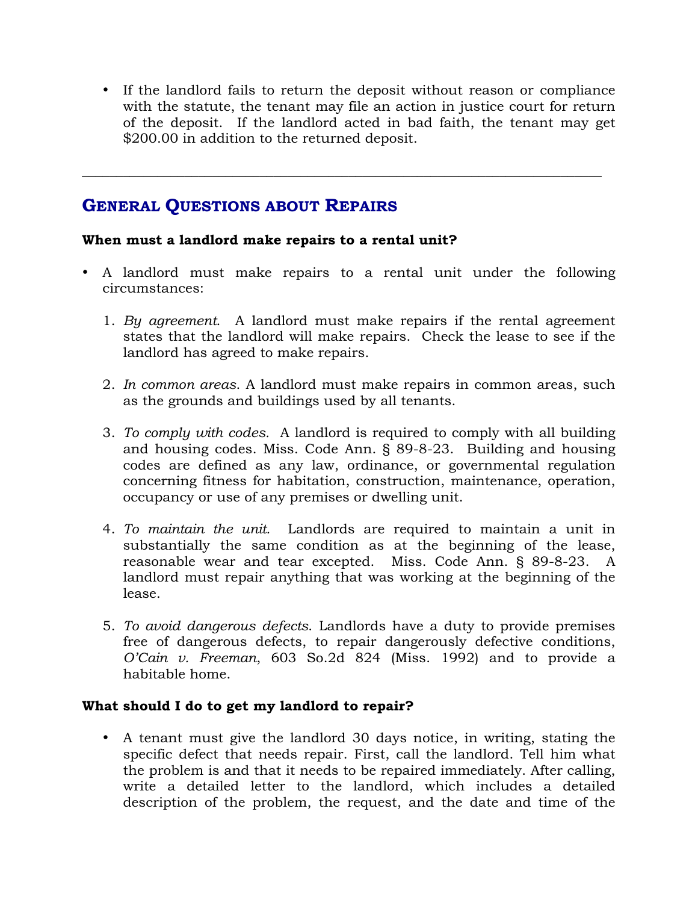- If the landlord fails to return the deposit without reason or compliance with the statute, the tenant may file an action in justice court for return of the deposit. If the landlord acted in bad faith, the tenant may get $200.00 in addition to the returned deposit.

---

## General Questions about Repairs

**When must a landlord make repairs to a rental unit?**

- A landlord must make repairs to a rental unit under the following circumstances:

  1. *By agreement*. A landlord must make repairs if the rental agreement states that the landlord will make repairs. Check the lease to see if the landlord has agreed to make repairs.

  2. *In common areas*. A landlord must make repairs in common areas, such as the grounds and buildings used by all tenants.

  3. *To comply with codes*. A landlord is required to comply with all building and housing codes. Miss. Code Ann. § 89-8-23. Building and housing codes are defined as any law, ordinance, or governmental regulation concerning fitness for habitation, construction, maintenance, operation, occupancy or use of any premises or dwelling unit.

  4. *To maintain the unit.* Landlords are required to maintain a unit in substantially the same condition as at the beginning of the lease, reasonable wear and tear excepted. Miss. Code Ann. § 89-8-23. A landlord must repair anything that was working at the beginning of the lease.

  5. *To avoid dangerous defects*. Landlords have a duty to provide premises free of dangerous defects, to repair dangerously defective conditions, *O'Cain v. Freeman*, 603 So.2d 824 (Miss. 1992) and to provide a habitable home.

**What should I do to get my landlord to repair?**

- A tenant must give the landlord 30 days notice, in writing, stating the specific defect that needs repair. First, call the landlord. Tell him what the problem is and that it needs to be repaired immediately. After calling, write a detailed letter to the landlord, which includes a detailed description of the problem, the request, and the date and time of the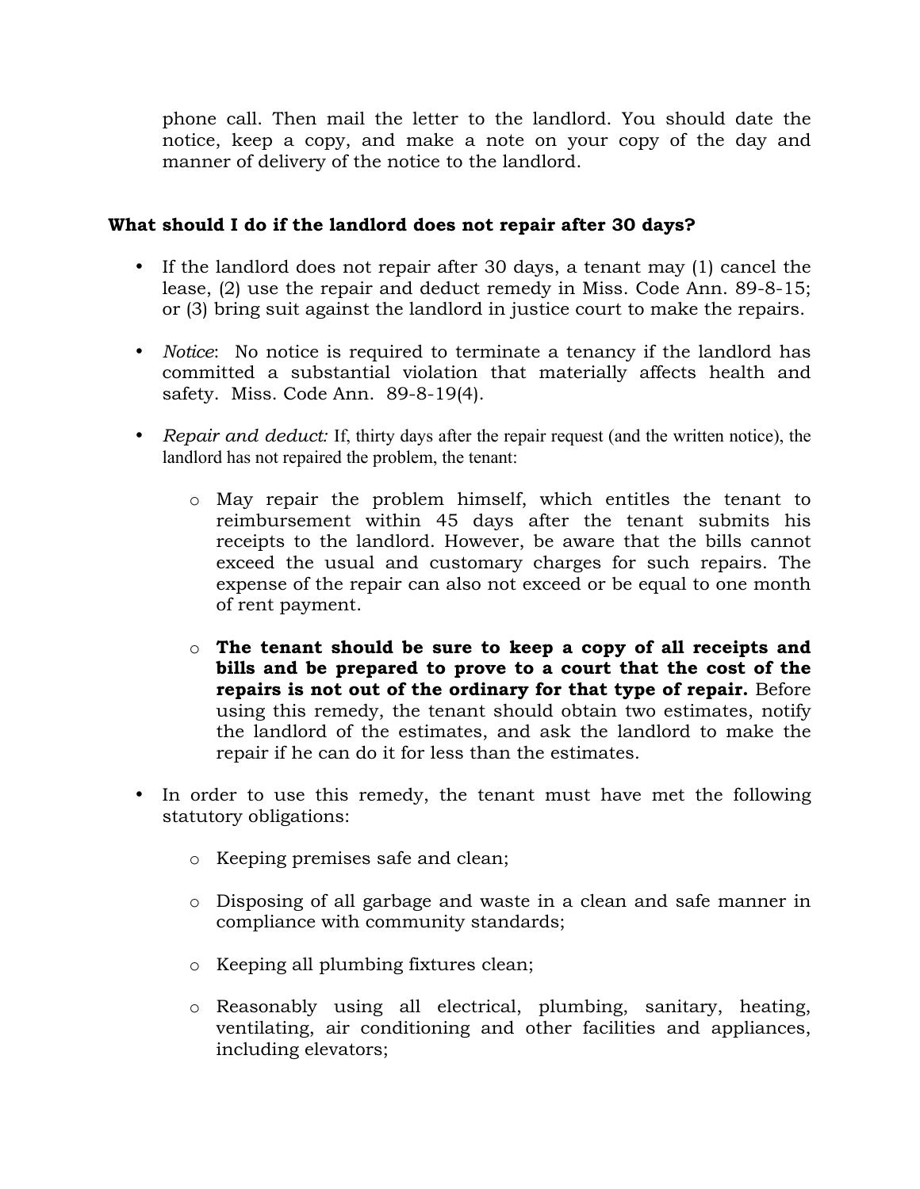phone call. Then mail the letter to the landlord. You should date the notice, keep a copy, and make a note on your copy of the day and manner of delivery of the notice to the landlord.

### What should I do if the landlord does not repair after 30 days?

- If the landlord does not repair after 30 days, a tenant may (1) cancel the lease, (2) use the repair and deduct remedy in Miss. Code Ann. 89-8-15; or (3) bring suit against the landlord in justice court to make the repairs.
- *Notice*: No notice is required to terminate a tenancy if the landlord has committed a substantial violation that materially affects health and safety. Miss. Code Ann. 89-8-19(4).
- *Repair and deduct:* If, thirty days after the repair request (and the written notice), the landlord has not repaired the problem, the tenant:
    - May repair the problem himself, which entitles the tenant to reimbursement within 45 days after the tenant submits his receipts to the landlord. However, be aware that the bills cannot exceed the usual and customary charges for such repairs. The expense of the repair can also not exceed or be equal to one month of rent payment.
    - **The tenant should be sure to keep a copy of all receipts and bills and be prepared to prove to a court that the cost of the repairs is not out of the ordinary for that type of repair.** Before using this remedy, the tenant should obtain two estimates, notify the landlord of the estimates, and ask the landlord to make the repair if he can do it for less than the estimates.
- In order to use this remedy, the tenant must have met the following statutory obligations:
    - Keeping premises safe and clean;
    - Disposing of all garbage and waste in a clean and safe manner in compliance with community standards;
    - Keeping all plumbing fixtures clean;
    - Reasonably using all electrical, plumbing, sanitary, heating, ventilating, air conditioning and other facilities and appliances, including elevators;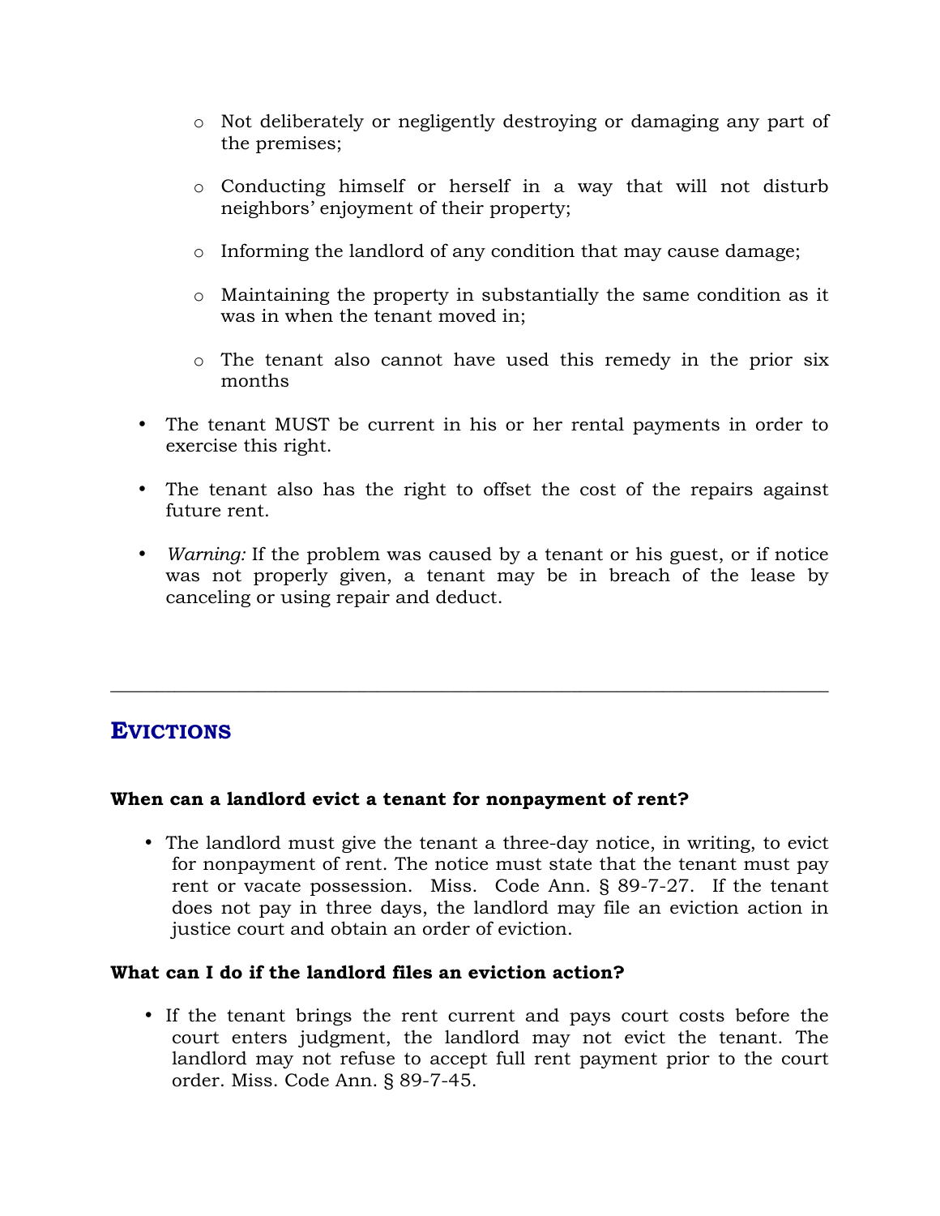- Not deliberately or negligently destroying or damaging any part of the premises;
  - Conducting himself or herself in a way that will not disturb neighbors' enjoyment of their property;
  - Informing the landlord of any condition that may cause damage;
  - Maintaining the property in substantially the same condition as it was in when the tenant moved in;
  - The tenant also cannot have used this remedy in the prior six months

- The tenant MUST be current in his or her rental payments in order to exercise this right.
- The tenant also has the right to offset the cost of the repairs against future rent.
- *Warning:* If the problem was caused by a tenant or his guest, or if notice was not properly given, a tenant may be in breach of the lease by canceling or using repair and deduct.

---

## EVICTIONS

**When can a landlord evict a tenant for nonpayment of rent?**

- The landlord must give the tenant a three-day notice, in writing, to evict for nonpayment of rent. The notice must state that the tenant must pay rent or vacate possession. Miss. Code Ann. § 89-7-27. If the tenant does not pay in three days, the landlord may file an eviction action in justice court and obtain an order of eviction.

**What can I do if the landlord files an eviction action?**

- If the tenant brings the rent current and pays court costs before the court enters judgment, the landlord may not evict the tenant. The landlord may not refuse to accept full rent payment prior to the court order. Miss. Code Ann. § 89-7-45.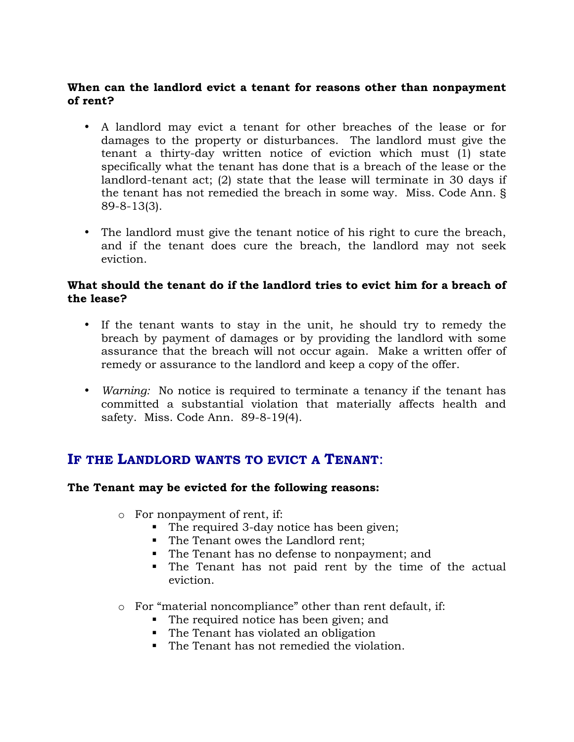**When can the landlord evict a tenant for reasons other than nonpayment of rent?**

- A landlord may evict a tenant for other breaches of the lease or for damages to the property or disturbances. The landlord must give the tenant a thirty-day written notice of eviction which must (1) state specifically what the tenant has done that is a breach of the lease or the landlord-tenant act; (2) state that the lease will terminate in 30 days if the tenant has not remedied the breach in some way. Miss. Code Ann. § 89-8-13(3).

- The landlord must give the tenant notice of his right to cure the breach, and if the tenant does cure the breach, the landlord may not seek eviction.

**What should the tenant do if the landlord tries to evict him for a breach of the lease?**

- If the tenant wants to stay in the unit, he should try to remedy the breach by payment of damages or by providing the landlord with some assurance that the breach will not occur again. Make a written offer of remedy or assurance to the landlord and keep a copy of the offer.

- *Warning:* No notice is required to terminate a tenancy if the tenant has committed a substantial violation that materially affects health and safety. Miss. Code Ann. 89-8-19(4).

## IF THE LANDLORD WANTS TO EVICT A TENANT:

**The Tenant may be evicted for the following reasons:**

- For nonpayment of rent, if:
  - The required 3-day notice has been given;
  - The Tenant owes the Landlord rent;
  - The Tenant has no defense to nonpayment; and
  - The Tenant has not paid rent by the time of the actual eviction.

- For "material noncompliance" other than rent default, if:
  - The required notice has been given; and
  - The Tenant has violated an obligation
  - The Tenant has not remedied the violation.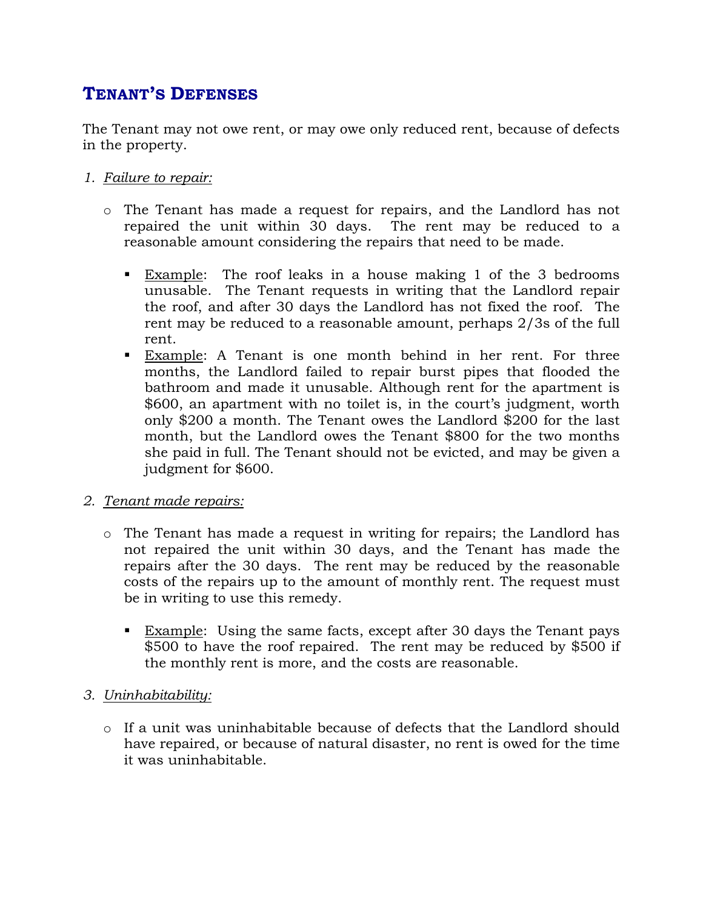## TENANT'S DEFENSES

The Tenant may not owe rent, or may owe only reduced rent, because of defects in the property.

1. *Failure to repair:*

   - The Tenant has made a request for repairs, and the Landlord has not repaired the unit within 30 days. The rent may be reduced to a reasonable amount considering the repairs that need to be made.

     - Example: The roof leaks in a house making 1 of the 3 bedrooms unusable. The Tenant requests in writing that the Landlord repair the roof, and after 30 days the Landlord has not fixed the roof. The rent may be reduced to a reasonable amount, perhaps 2/3s of the full rent.
     - Example: A Tenant is one month behind in her rent. For three months, the Landlord failed to repair burst pipes that flooded the bathroom and made it unusable. Although rent for the apartment is $600, an apartment with no toilet is, in the court's judgment, worth only $200 a month. The Tenant owes the Landlord $200 for the last month, but the Landlord owes the Tenant $800 for the two months she paid in full. The Tenant should not be evicted, and may be given a judgment for $600.

2. *Tenant made repairs:*

   - The Tenant has made a request in writing for repairs; the Landlord has not repaired the unit within 30 days, and the Tenant has made the repairs after the 30 days. The rent may be reduced by the reasonable costs of the repairs up to the amount of monthly rent. The request must be in writing to use this remedy.

     - Example: Using the same facts, except after 30 days the Tenant pays $500 to have the roof repaired. The rent may be reduced by $500 if the monthly rent is more, and the costs are reasonable.

3. *Uninhabitability:*

   - If a unit was uninhabitable because of defects that the Landlord should have repaired, or because of natural disaster, no rent is owed for the time it was uninhabitable.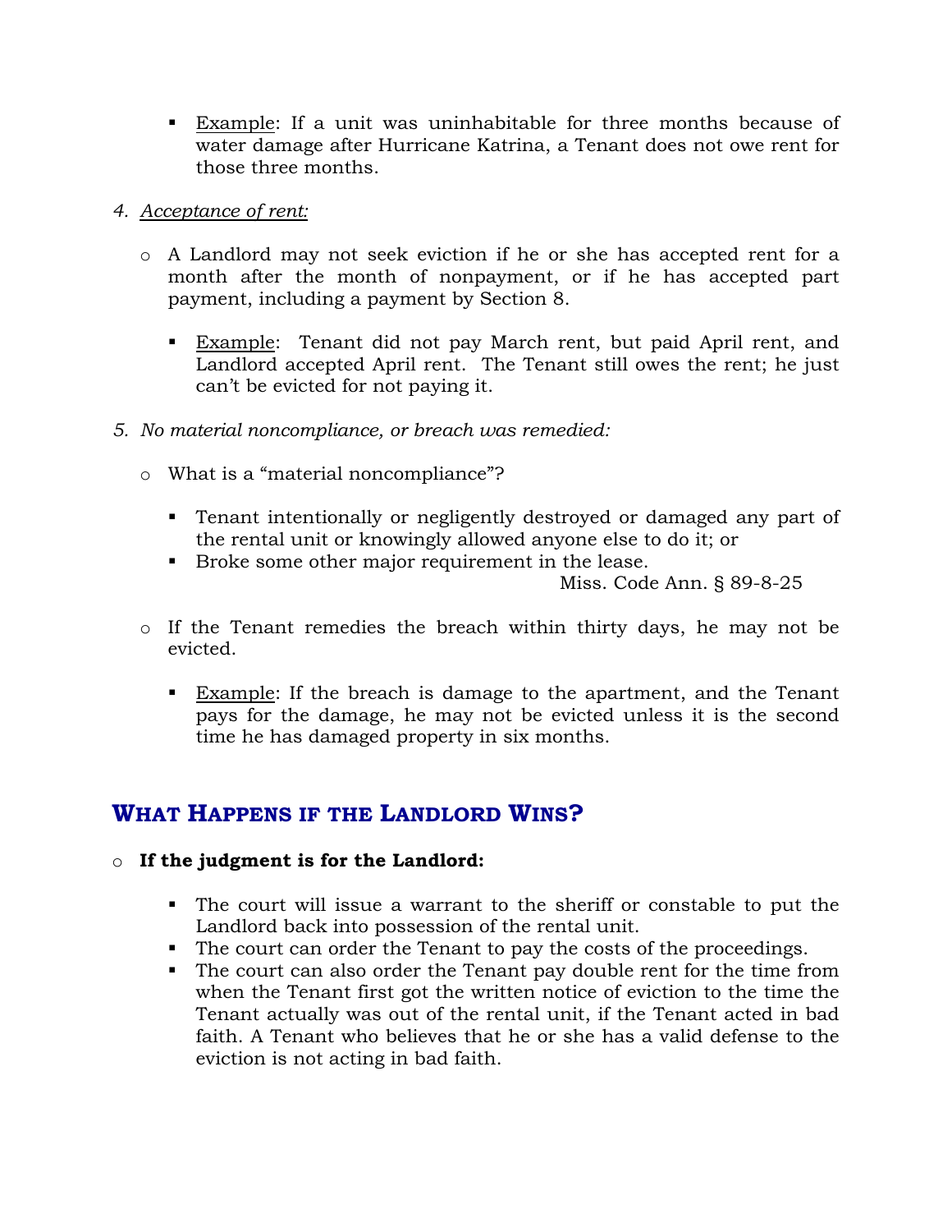- Example: If a unit was uninhabitable for three months because of water damage after Hurricane Katrina, a Tenant does not owe rent for those three months.

4. *Acceptance of rent:*

   - A Landlord may not seek eviction if he or she has accepted rent for a month after the month of nonpayment, or if he has accepted part payment, including a payment by Section 8.

     - Example: Tenant did not pay March rent, but paid April rent, and Landlord accepted April rent. The Tenant still owes the rent; he just can't be evicted for not paying it.

5. *No material noncompliance, or breach was remedied:*

   - What is a "material noncompliance"?

     - Tenant intentionally or negligently destroyed or damaged any part of the rental unit or knowingly allowed anyone else to do it; or
     - Broke some other major requirement in the lease.

       Miss. Code Ann. § 89-8-25

   - If the Tenant remedies the breach within thirty days, he may not be evicted.

     - Example: If the breach is damage to the apartment, and the Tenant pays for the damage, he may not be evicted unless it is the second time he has damaged property in six months.

## What Happens if the Landlord Wins?

- **If the judgment is for the Landlord:**

  - The court will issue a warrant to the sheriff or constable to put the Landlord back into possession of the rental unit.
  - The court can order the Tenant to pay the costs of the proceedings.
  - The court can also order the Tenant pay double rent for the time from when the Tenant first got the written notice of eviction to the time the Tenant actually was out of the rental unit, if the Tenant acted in bad faith. A Tenant who believes that he or she has a valid defense to the eviction is not acting in bad faith.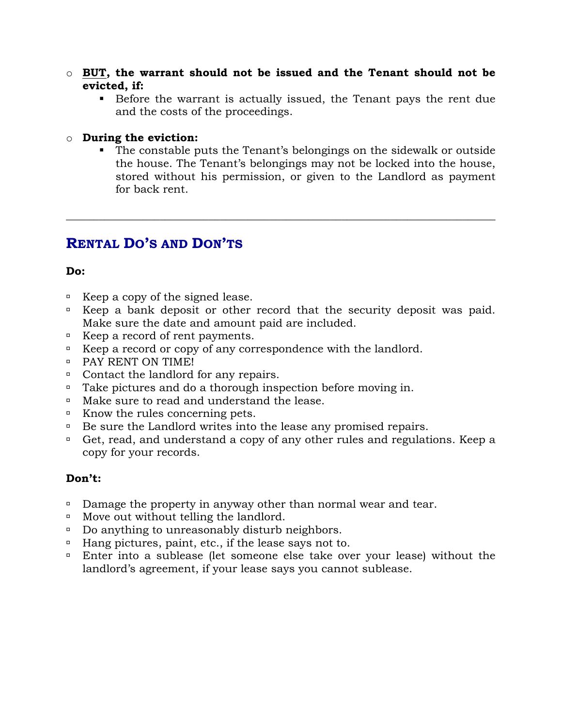- **BUT, the warrant should not be issued and the Tenant should not be evicted, if:**
  - Before the warrant is actually issued, the Tenant pays the rent due and the costs of the proceedings.

- **During the eviction:**
  - The constable puts the Tenant's belongings on the sidewalk or outside the house. The Tenant's belongings may not be locked into the house, stored without his permission, or given to the Landlord as payment for back rent.

---

## RENTAL DO'S AND DON'TS

**Do:**

- Keep a copy of the signed lease.
- Keep a bank deposit or other record that the security deposit was paid. Make sure the date and amount paid are included.
- Keep a record of rent payments.
- Keep a record or copy of any correspondence with the landlord.
- PAY RENT ON TIME!
- Contact the landlord for any repairs.
- Take pictures and do a thorough inspection before moving in.
- Make sure to read and understand the lease.
- Know the rules concerning pets.
- Be sure the Landlord writes into the lease any promised repairs.
- Get, read, and understand a copy of any other rules and regulations. Keep a copy for your records.

**Don't:**

- Damage the property in anyway other than normal wear and tear.
- Move out without telling the landlord.
- Do anything to unreasonably disturb neighbors.
- Hang pictures, paint, etc., if the lease says not to.
- Enter into a sublease (let someone else take over your lease) without the landlord's agreement, if your lease says you cannot sublease.